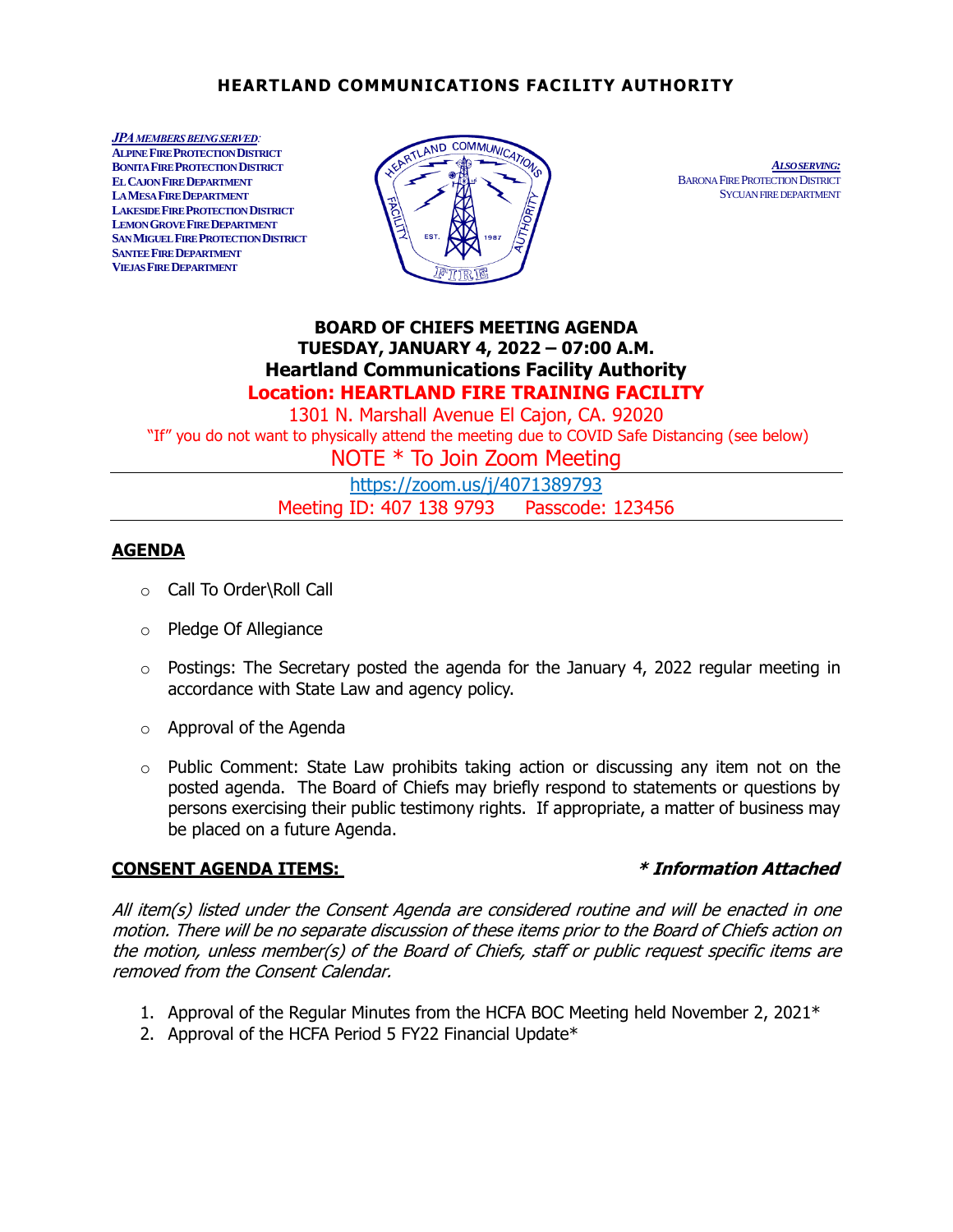# HEARTLAND COMMUNICATIONS FACILITY AUTHORITY

***JPA MEMBERS BEING SERVED:***
**ALPINE FIRE PROTECTION DISTRICT**
**BONITA FIRE PROTECTION DISTRICT**
**EL CAJON FIRE DEPARTMENT**
**LA MESA FIRE DEPARTMENT**
**LAKESIDE FIRE PROTECTION DISTRICT**
**LEMON GROVE FIRE DEPARTMENT**
**SAN MIGUEL FIRE PROTECTION DISTRICT**
**SANTEE FIRE DEPARTMENT**
**VIEJAS FIRE DEPARTMENT**

***ALSO SERVING:***
BARONA FIRE PROTECTION DISTRICT
SYCUAN FIRE DEPARTMENT

## BOARD OF CHIEFS MEETING AGENDA
## TUESDAY, JANUARY 4, 2022 – 07:00 A.M.
## Heartland Communications Facility Authority
## Location: HEARTLAND FIRE TRAINING FACILITY

1301 N. Marshall Avenue El Cajon, CA. 92020

"If" you do not want to physically attend the meeting due to COVID Safe Distancing (see below)

NOTE * To Join Zoom Meeting

https://zoom.us/j/4071389793

Meeting ID: 407 138 9793 Passcode: 123456

## AGENDA

- Call To Order\Roll Call
- Pledge Of Allegiance
- Postings: The Secretary posted the agenda for the January 4, 2022 regular meeting in accordance with State Law and agency policy.
- Approval of the Agenda
- Public Comment: State Law prohibits taking action or discussing any item not on the posted agenda. The Board of Chiefs may briefly respond to statements or questions by persons exercising their public testimony rights. If appropriate, a matter of business may be placed on a future Agenda.

## CONSENT AGENDA ITEMS: ***\* Information Attached***

*All item(s) listed under the Consent Agenda are considered routine and will be enacted in one motion. There will be no separate discussion of these items prior to the Board of Chiefs action on the motion, unless member(s) of the Board of Chiefs, staff or public request specific items are removed from the Consent Calendar.*

1. Approval of the Regular Minutes from the HCFA BOC Meeting held November 2, 2021*
2. Approval of the HCFA Period 5 FY22 Financial Update*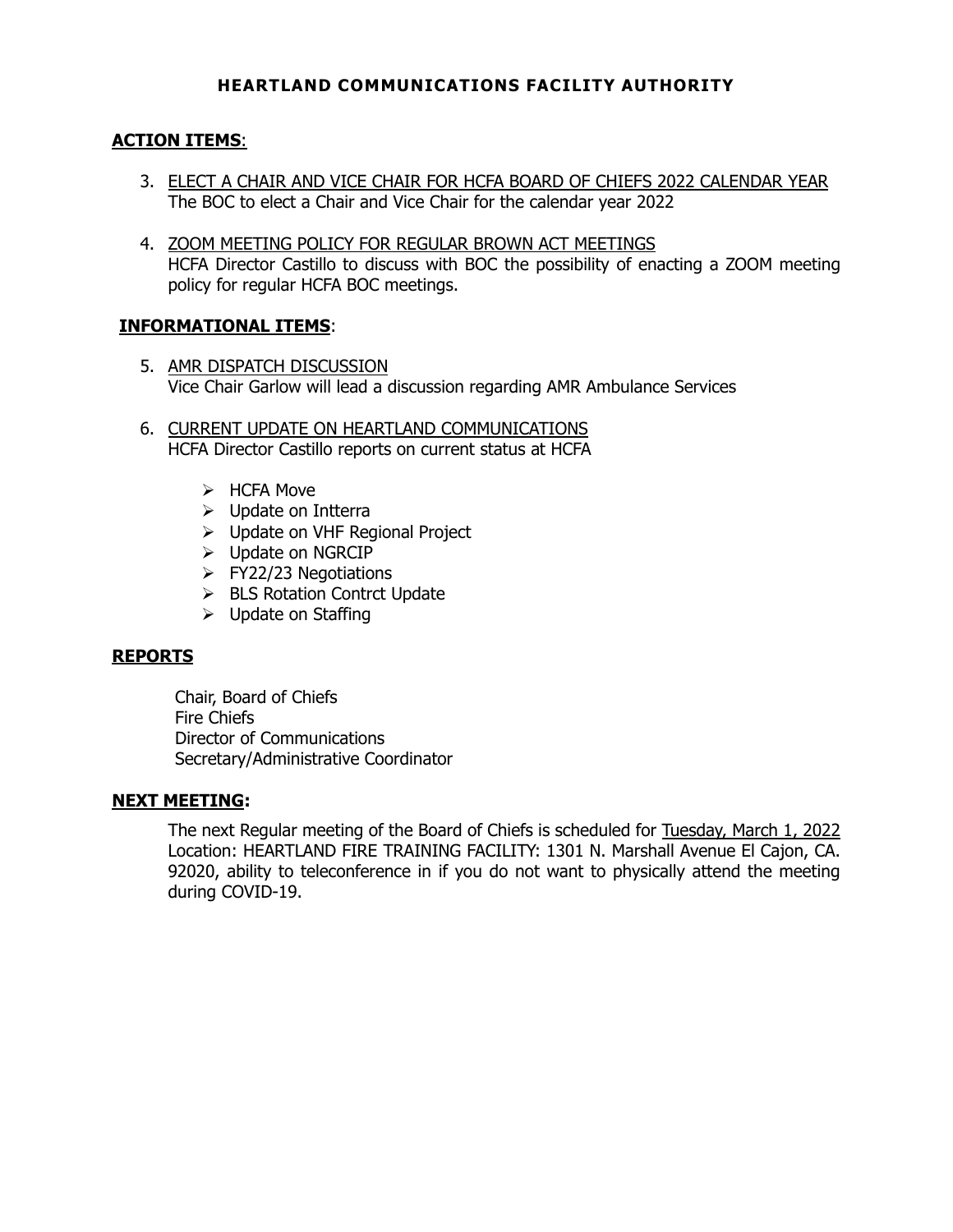# HEARTLAND COMMUNICATIONS FACILITY AUTHORITY

## ACTION ITEMS:

3. ELECT A CHAIR AND VICE CHAIR FOR HCFA BOARD OF CHIEFS 2022 CALENDAR YEAR
   The BOC to elect a Chair and Vice Chair for the calendar year 2022

4. ZOOM MEETING POLICY FOR REGULAR BROWN ACT MEETINGS
   HCFA Director Castillo to discuss with BOC the possibility of enacting a ZOOM meeting policy for regular HCFA BOC meetings.

## INFORMATIONAL ITEMS:

5. AMR DISPATCH DISCUSSION
   Vice Chair Garlow will lead a discussion regarding AMR Ambulance Services

6. CURRENT UPDATE ON HEARTLAND COMMUNICATIONS
   HCFA Director Castillo reports on current status at HCFA

   - HCFA Move
   - Update on Intterra
   - Update on VHF Regional Project
   - Update on NGRCIP
   - FY22/23 Negotiations
   - BLS Rotation Contrct Update
   - Update on Staffing

## REPORTS

Chair, Board of Chiefs
Fire Chiefs
Director of Communications
Secretary/Administrative Coordinator

## NEXT MEETING:

The next Regular meeting of the Board of Chiefs is scheduled for Tuesday, March 1, 2022 Location: HEARTLAND FIRE TRAINING FACILITY: 1301 N. Marshall Avenue El Cajon, CA. 92020, ability to teleconference in if you do not want to physically attend the meeting during COVID-19.